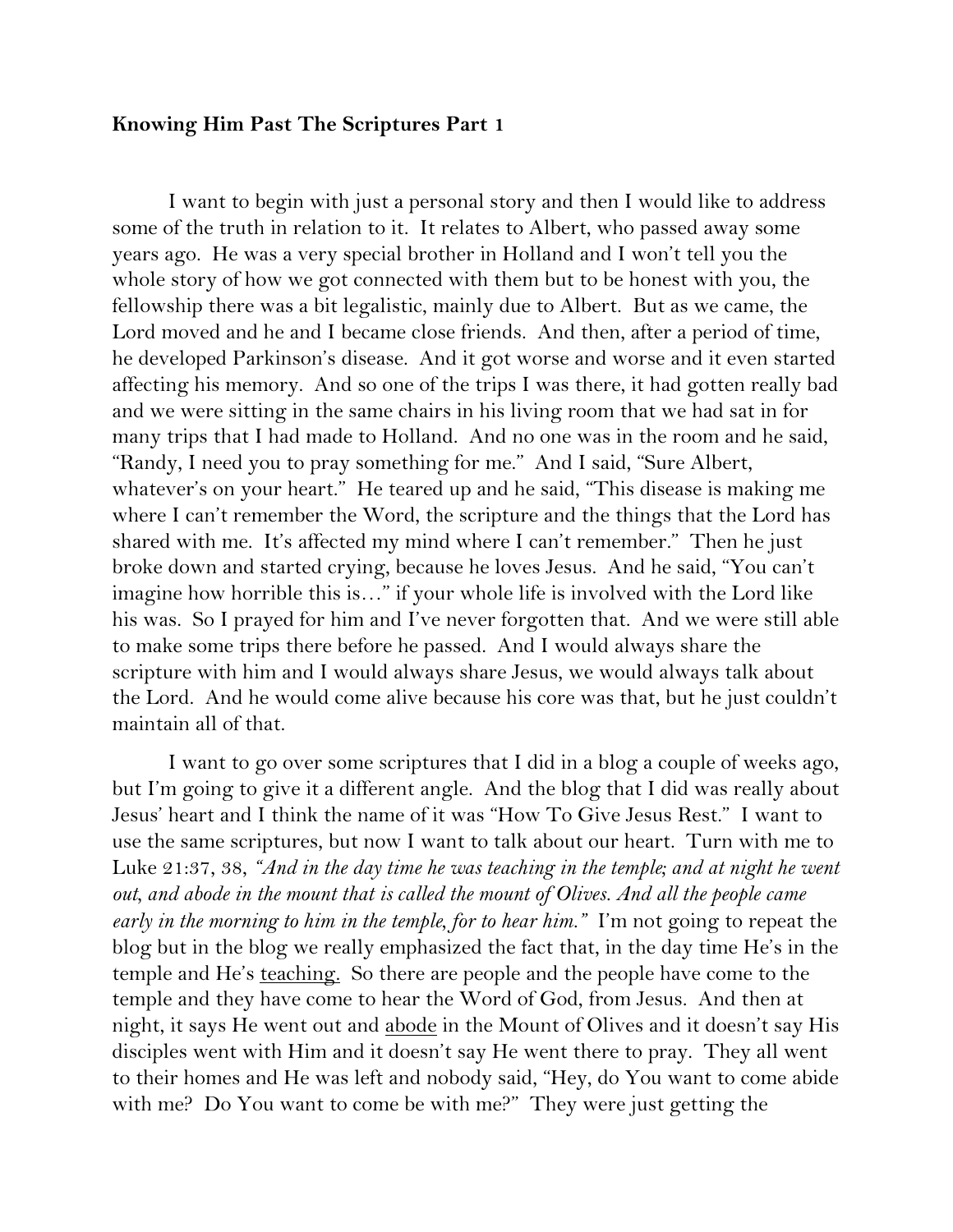**Knowing Him Past The Scriptures Part 1**

I want to begin with just a personal story and then I would like to address some of the truth in relation to it. It relates to Albert, who passed away some years ago. He was a very special brother in Holland and I won't tell you the whole story of how we got connected with them but to be honest with you, the fellowship there was a bit legalistic, mainly due to Albert. But as we came, the Lord moved and he and I became close friends. And then, after a period of time, he developed Parkinson's disease. And it got worse and worse and it even started affecting his memory. And so one of the trips I was there, it had gotten really bad and we were sitting in the same chairs in his living room that we had sat in for many trips that I had made to Holland. And no one was in the room and he said, "Randy, I need you to pray something for me." And I said, "Sure Albert, whatever's on your heart." He teared up and he said, "This disease is making me where I can't remember the Word, the scripture and the things that the Lord has shared with me. It's affected my mind where I can't remember." Then he just broke down and started crying, because he loves Jesus. And he said, "You can't imagine how horrible this is…" if your whole life is involved with the Lord like his was. So I prayed for him and I've never forgotten that. And we were still able to make some trips there before he passed. And I would always share the scripture with him and I would always share Jesus, we would always talk about the Lord. And he would come alive because his core was that, but he just couldn't maintain all of that.

I want to go over some scriptures that I did in a blog a couple of weeks ago, but I'm going to give it a different angle. And the blog that I did was really about Jesus' heart and I think the name of it was "How To Give Jesus Rest." I want to use the same scriptures, but now I want to talk about our heart. Turn with me to Luke 21:37, 38, *"And in the day time he was teaching in the temple; and at night he went out, and abode in the mount that is called the mount of Olives. And all the people came early in the morning to him in the temple, for to hear him."* I'm not going to repeat the blog but in the blog we really emphasized the fact that, in the day time He's in the temple and He's <u>teaching.</u> So there are people and the people have come to the temple and they have come to hear the Word of God, from Jesus. And then at night, it says He went out and <u>abode</u> in the Mount of Olives and it doesn't say His disciples went with Him and it doesn't say He went there to pray. They all went to their homes and He was left and nobody said, "Hey, do You want to come abide with me? Do You want to come be with me?" They were just getting the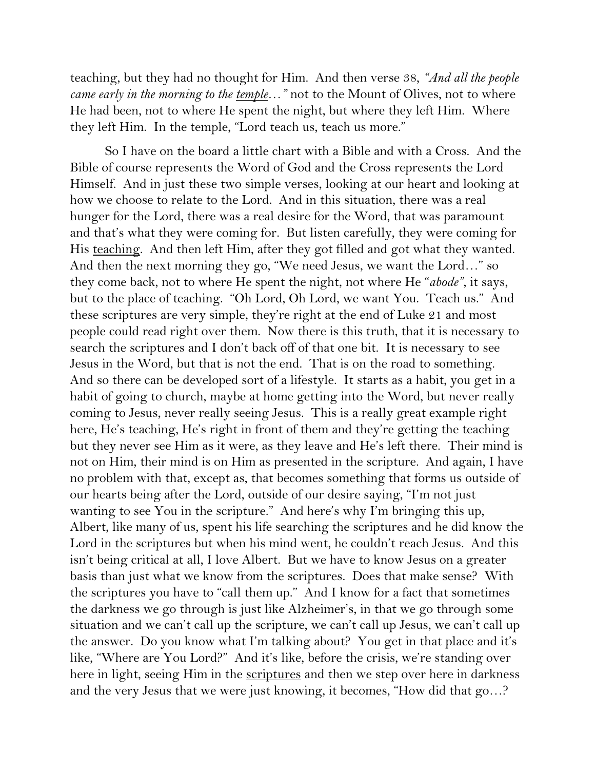teaching, but they had no thought for Him. And then verse 38, *"And all the people came early in the morning to the* <u>*temple*</u>*…"* not to the Mount of Olives, not to where He had been, not to where He spent the night, but where they left Him. Where they left Him. In the temple, "Lord teach us, teach us more."

So I have on the board a little chart with a Bible and with a Cross. And the Bible of course represents the Word of God and the Cross represents the Lord Himself. And in just these two simple verses, looking at our heart and looking at how we choose to relate to the Lord. And in this situation, there was a real hunger for the Lord, there was a real desire for the Word, that was paramount and that's what they were coming for. But listen carefully, they were coming for His <u>teaching</u>. And then left Him, after they got filled and got what they wanted. And then the next morning they go, "We need Jesus, we want the Lord…" so they come back, not to where He spent the night, not where He "*abode"*, it says, but to the place of teaching. "Oh Lord, Oh Lord, we want You. Teach us." And these scriptures are very simple, they're right at the end of Luke 21 and most people could read right over them. Now there is this truth, that it is necessary to search the scriptures and I don't back off of that one bit. It is necessary to see Jesus in the Word, but that is not the end. That is on the road to something. And so there can be developed sort of a lifestyle. It starts as a habit, you get in a habit of going to church, maybe at home getting into the Word, but never really coming to Jesus, never really seeing Jesus. This is a really great example right here, He's teaching, He's right in front of them and they're getting the teaching but they never see Him as it were, as they leave and He's left there. Their mind is not on Him, their mind is on Him as presented in the scripture. And again, I have no problem with that, except as, that becomes something that forms us outside of our hearts being after the Lord, outside of our desire saying, "I'm not just wanting to see You in the scripture." And here's why I'm bringing this up, Albert, like many of us, spent his life searching the scriptures and he did know the Lord in the scriptures but when his mind went, he couldn't reach Jesus. And this isn't being critical at all, I love Albert. But we have to know Jesus on a greater basis than just what we know from the scriptures. Does that make sense? With the scriptures you have to "call them up." And I know for a fact that sometimes the darkness we go through is just like Alzheimer's, in that we go through some situation and we can't call up the scripture, we can't call up Jesus, we can't call up the answer. Do you know what I'm talking about? You get in that place and it's like, "Where are You Lord?" And it's like, before the crisis, we're standing over here in light, seeing Him in the <u>scriptures</u> and then we step over here in darkness and the very Jesus that we were just knowing, it becomes, "How did that go…?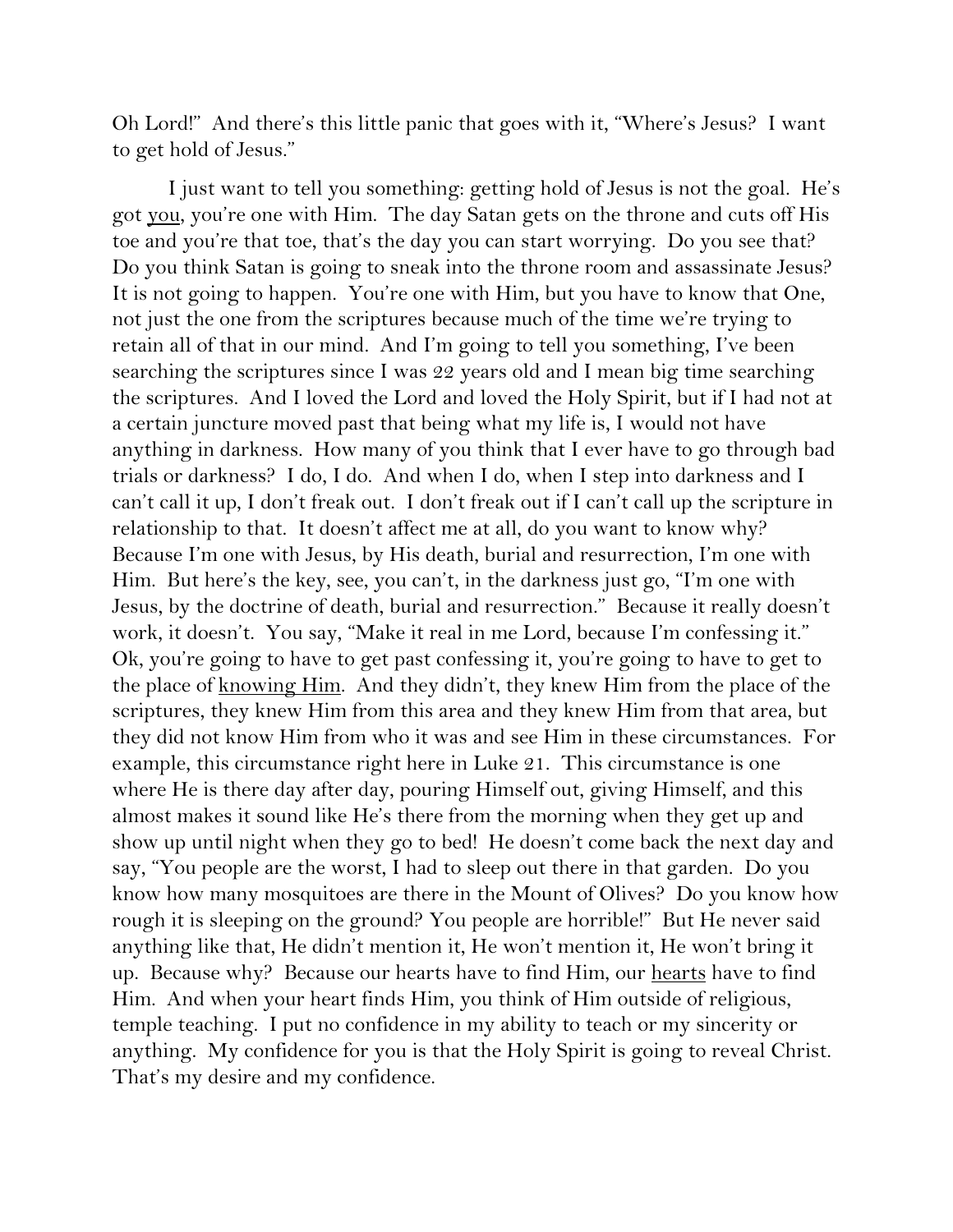Oh Lord!" And there's this little panic that goes with it, "Where's Jesus? I want to get hold of Jesus."

I just want to tell you something: getting hold of Jesus is not the goal. He's got <u>you</u>, you're one with Him. The day Satan gets on the throne and cuts off His toe and you're that toe, that's the day you can start worrying. Do you see that? Do you think Satan is going to sneak into the throne room and assassinate Jesus? It is not going to happen. You're one with Him, but you have to know that One, not just the one from the scriptures because much of the time we're trying to retain all of that in our mind. And I'm going to tell you something, I've been searching the scriptures since I was 22 years old and I mean big time searching the scriptures. And I loved the Lord and loved the Holy Spirit, but if I had not at a certain juncture moved past that being what my life is, I would not have anything in darkness. How many of you think that I ever have to go through bad trials or darkness? I do, I do. And when I do, when I step into darkness and I can't call it up, I don't freak out. I don't freak out if I can't call up the scripture in relationship to that. It doesn't affect me at all, do you want to know why? Because I'm one with Jesus, by His death, burial and resurrection, I'm one with Him. But here's the key, see, you can't, in the darkness just go, "I'm one with Jesus, by the doctrine of death, burial and resurrection." Because it really doesn't work, it doesn't. You say, "Make it real in me Lord, because I'm confessing it." Ok, you're going to have to get past confessing it, you're going to have to get to the place of <u>knowing Him</u>. And they didn't, they knew Him from the place of the scriptures, they knew Him from this area and they knew Him from that area, but they did not know Him from who it was and see Him in these circumstances. For example, this circumstance right here in Luke 21. This circumstance is one where He is there day after day, pouring Himself out, giving Himself, and this almost makes it sound like He's there from the morning when they get up and show up until night when they go to bed! He doesn't come back the next day and say, "You people are the worst, I had to sleep out there in that garden. Do you know how many mosquitoes are there in the Mount of Olives? Do you know how rough it is sleeping on the ground? You people are horrible!" But He never said anything like that, He didn't mention it, He won't mention it, He won't bring it up. Because why? Because our hearts have to find Him, our <u>hearts</u> have to find Him. And when your heart finds Him, you think of Him outside of religious, temple teaching. I put no confidence in my ability to teach or my sincerity or anything. My confidence for you is that the Holy Spirit is going to reveal Christ. That's my desire and my confidence.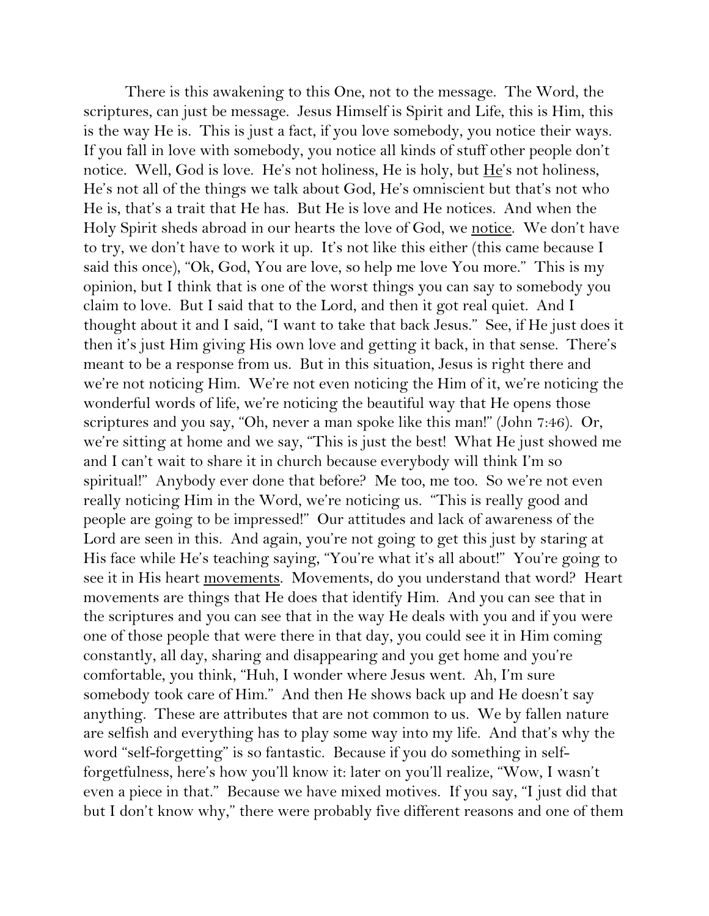There is this awakening to this One, not to the message. The Word, the scriptures, can just be message. Jesus Himself is Spirit and Life, this is Him, this is the way He is. This is just a fact, if you love somebody, you notice their ways. If you fall in love with somebody, you notice all kinds of stuff other people don't notice. Well, God is love. He's not holiness, He is holy, but <u>He</u>'s not holiness, He's not all of the things we talk about God, He's omniscient but that's not who He is, that's a trait that He has. But He is love and He notices. And when the Holy Spirit sheds abroad in our hearts the love of God, we <u>notice</u>. We don't have to try, we don't have to work it up. It's not like this either (this came because I said this once), "Ok, God, You are love, so help me love You more." This is my opinion, but I think that is one of the worst things you can say to somebody you claim to love. But I said that to the Lord, and then it got real quiet. And I thought about it and I said, "I want to take that back Jesus." See, if He just does it then it's just Him giving His own love and getting it back, in that sense. There's meant to be a response from us. But in this situation, Jesus is right there and we're not noticing Him. We're not even noticing the Him of it, we're noticing the wonderful words of life, we're noticing the beautiful way that He opens those scriptures and you say, "Oh, never a man spoke like this man!" (John 7:46). Or, we're sitting at home and we say, "This is just the best! What He just showed me and I can't wait to share it in church because everybody will think I'm so spiritual!" Anybody ever done that before? Me too, me too. So we're not even really noticing Him in the Word, we're noticing us. "This is really good and people are going to be impressed!" Our attitudes and lack of awareness of the Lord are seen in this. And again, you're not going to get this just by staring at His face while He's teaching saying, "You're what it's all about!" You're going to see it in His heart <u>movements</u>. Movements, do you understand that word? Heart movements are things that He does that identify Him. And you can see that in the scriptures and you can see that in the way He deals with you and if you were one of those people that were there in that day, you could see it in Him coming constantly, all day, sharing and disappearing and you get home and you're comfortable, you think, "Huh, I wonder where Jesus went. Ah, I'm sure somebody took care of Him." And then He shows back up and He doesn't say anything. These are attributes that are not common to us. We by fallen nature are selfish and everything has to play some way into my life. And that's why the word "self-forgetting" is so fantastic. Because if you do something in self-forgetfulness, here's how you'll know it: later on you'll realize, "Wow, I wasn't even a piece in that." Because we have mixed motives. If you say, "I just did that but I don't know why," there were probably five different reasons and one of them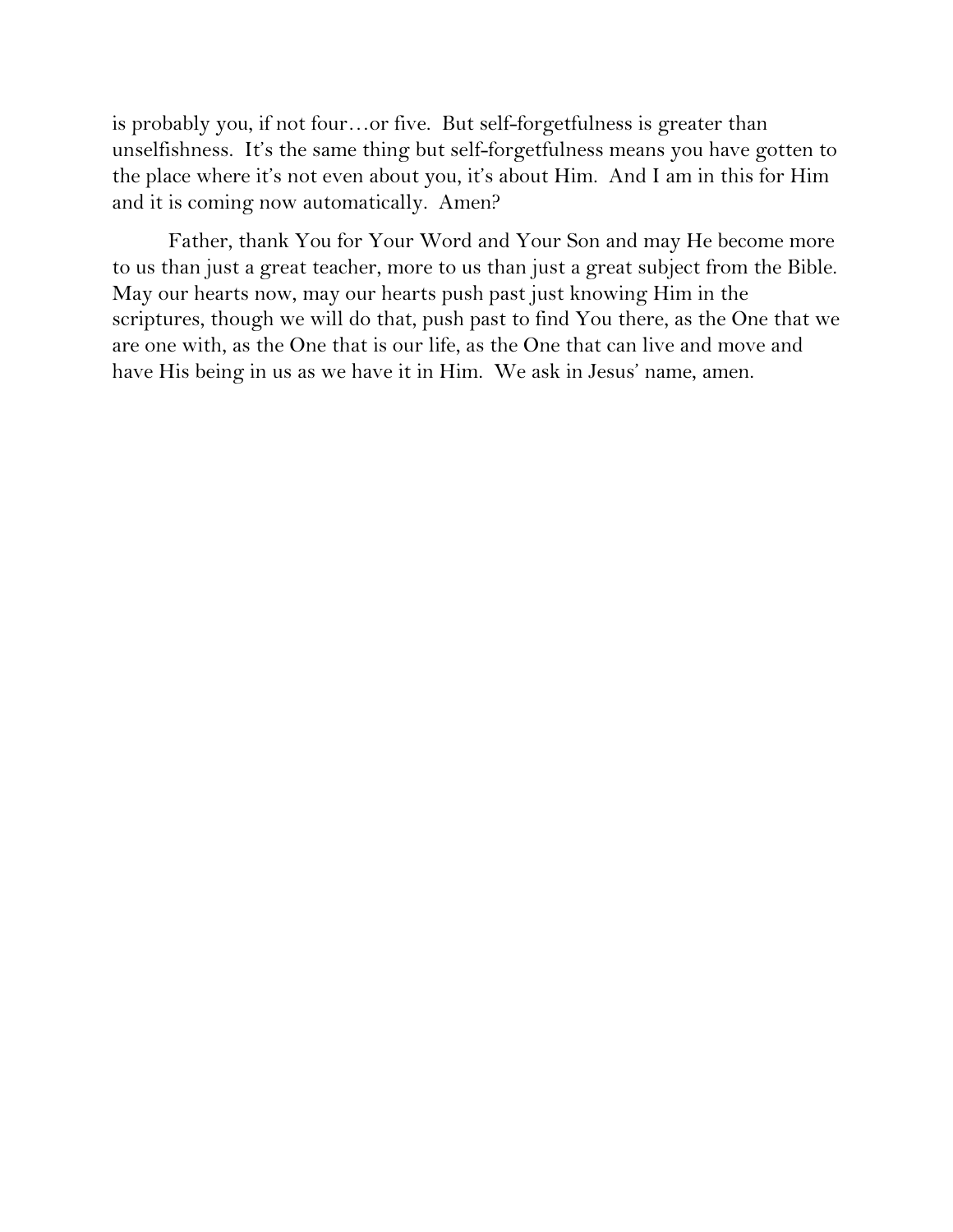is probably you, if not four…or five. But self-forgetfulness is greater than unselfishness. It's the same thing but self-forgetfulness means you have gotten to the place where it's not even about you, it's about Him. And I am in this for Him and it is coming now automatically. Amen?

Father, thank You for Your Word and Your Son and may He become more to us than just a great teacher, more to us than just a great subject from the Bible. May our hearts now, may our hearts push past just knowing Him in the scriptures, though we will do that, push past to find You there, as the One that we are one with, as the One that is our life, as the One that can live and move and have His being in us as we have it in Him. We ask in Jesus' name, amen.